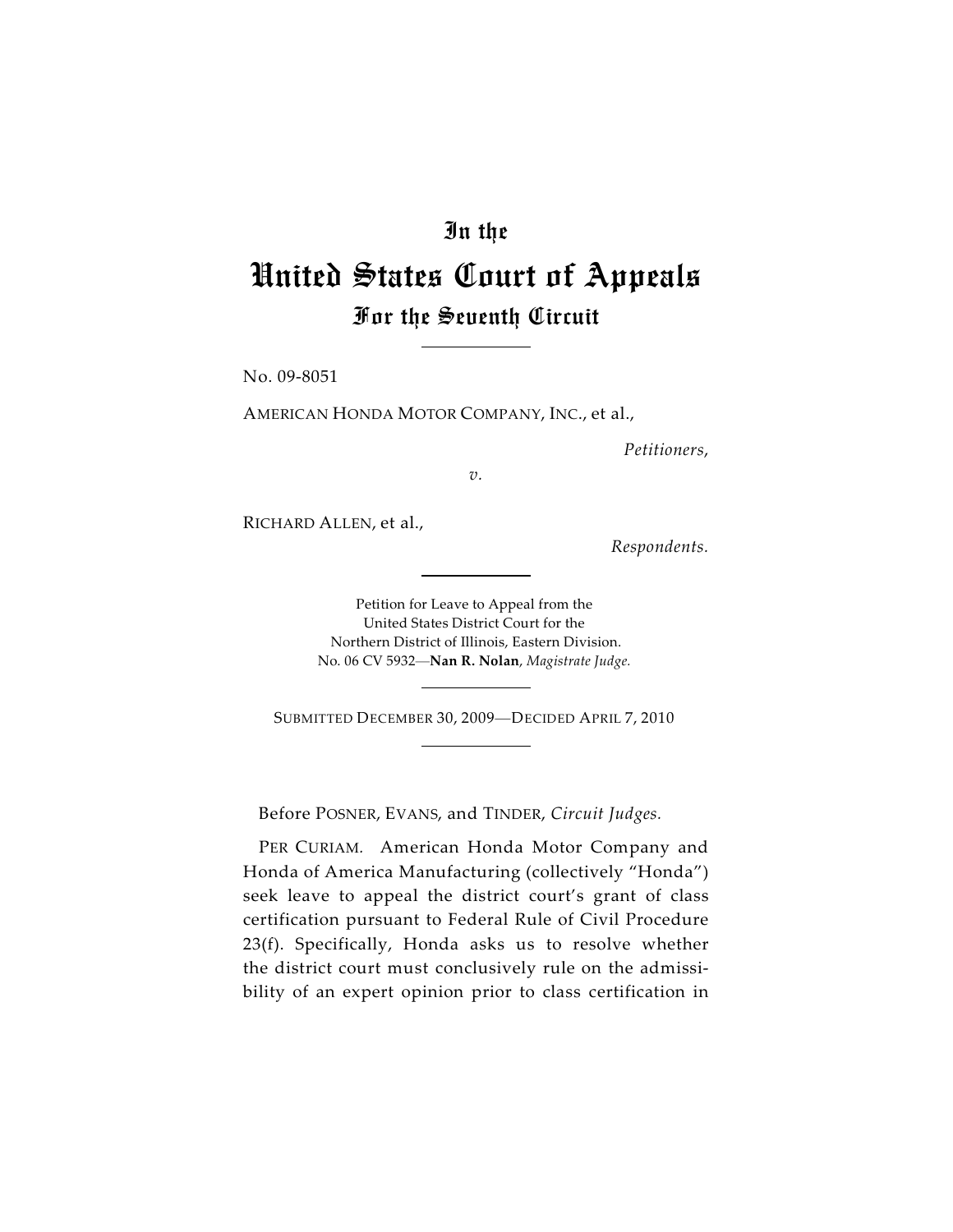# In the
# United States Court of Appeals
## For the Seventh Circuit

No. 09-8051

AMERICAN HONDA MOTOR COMPANY, INC., et al.,

*Petitioners,*

*v.*

RICHARD ALLEN, et al.,

*Respondents.*

Petition for Leave to Appeal from the
United States District Court for the
Northern District of Illinois, Eastern Division.
No. 06 CV 5932—**Nan R. Nolan**, *Magistrate Judge.*

SUBMITTED DECEMBER 30, 2009—DECIDED APRIL 7, 2010

Before POSNER, EVANS, and TINDER, *Circuit Judges.*

PER CURIAM. American Honda Motor Company and Honda of America Manufacturing (collectively "Honda") seek leave to appeal the district court's grant of class certification pursuant to Federal Rule of Civil Procedure 23(f). Specifically, Honda asks us to resolve whether the district court must conclusively rule on the admissibility of an expert opinion prior to class certification in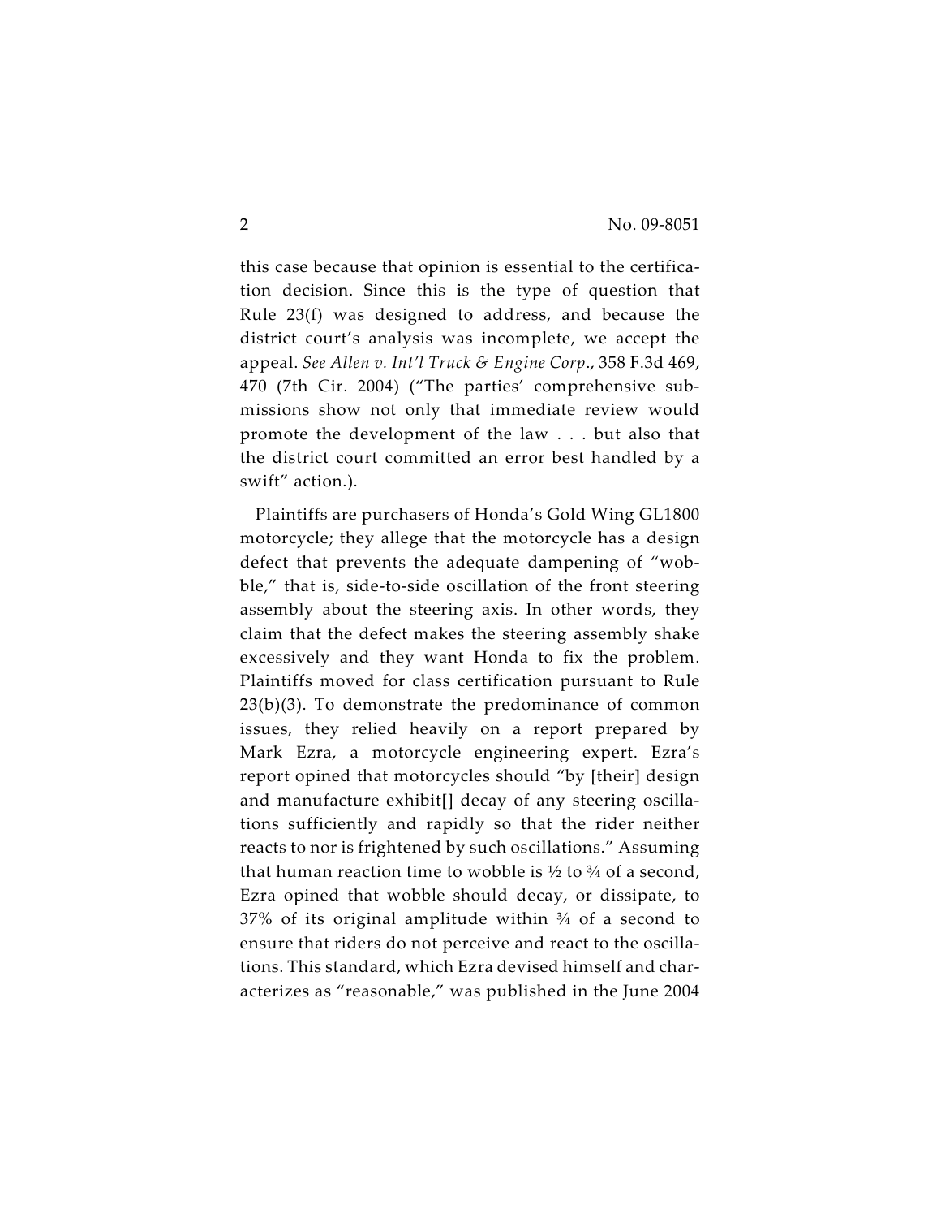this case because that opinion is essential to the certification decision. Since this is the type of question that Rule 23(f) was designed to address, and because the district court's analysis was incomplete, we accept the appeal. *See Allen v. Int'l Truck & Engine Corp.*, 358 F.3d 469, 470 (7th Cir. 2004) ("The parties' comprehensive submissions show not only that immediate review would promote the development of the law . . . but also that the district court committed an error best handled by a swift" action.).

Plaintiffs are purchasers of Honda's Gold Wing GL1800 motorcycle; they allege that the motorcycle has a design defect that prevents the adequate dampening of "wobble," that is, side-to-side oscillation of the front steering assembly about the steering axis. In other words, they claim that the defect makes the steering assembly shake excessively and they want Honda to fix the problem. Plaintiffs moved for class certification pursuant to Rule 23(b)(3). To demonstrate the predominance of common issues, they relied heavily on a report prepared by Mark Ezra, a motorcycle engineering expert. Ezra's report opined that motorcycles should "by [their] design and manufacture exhibit[] decay of any steering oscillations sufficiently and rapidly so that the rider neither reacts to nor is frightened by such oscillations." Assuming that human reaction time to wobble is ½ to ¾ of a second, Ezra opined that wobble should decay, or dissipate, to 37% of its original amplitude within ¾ of a second to ensure that riders do not perceive and react to the oscillations. This standard, which Ezra devised himself and characterizes as "reasonable," was published in the June 2004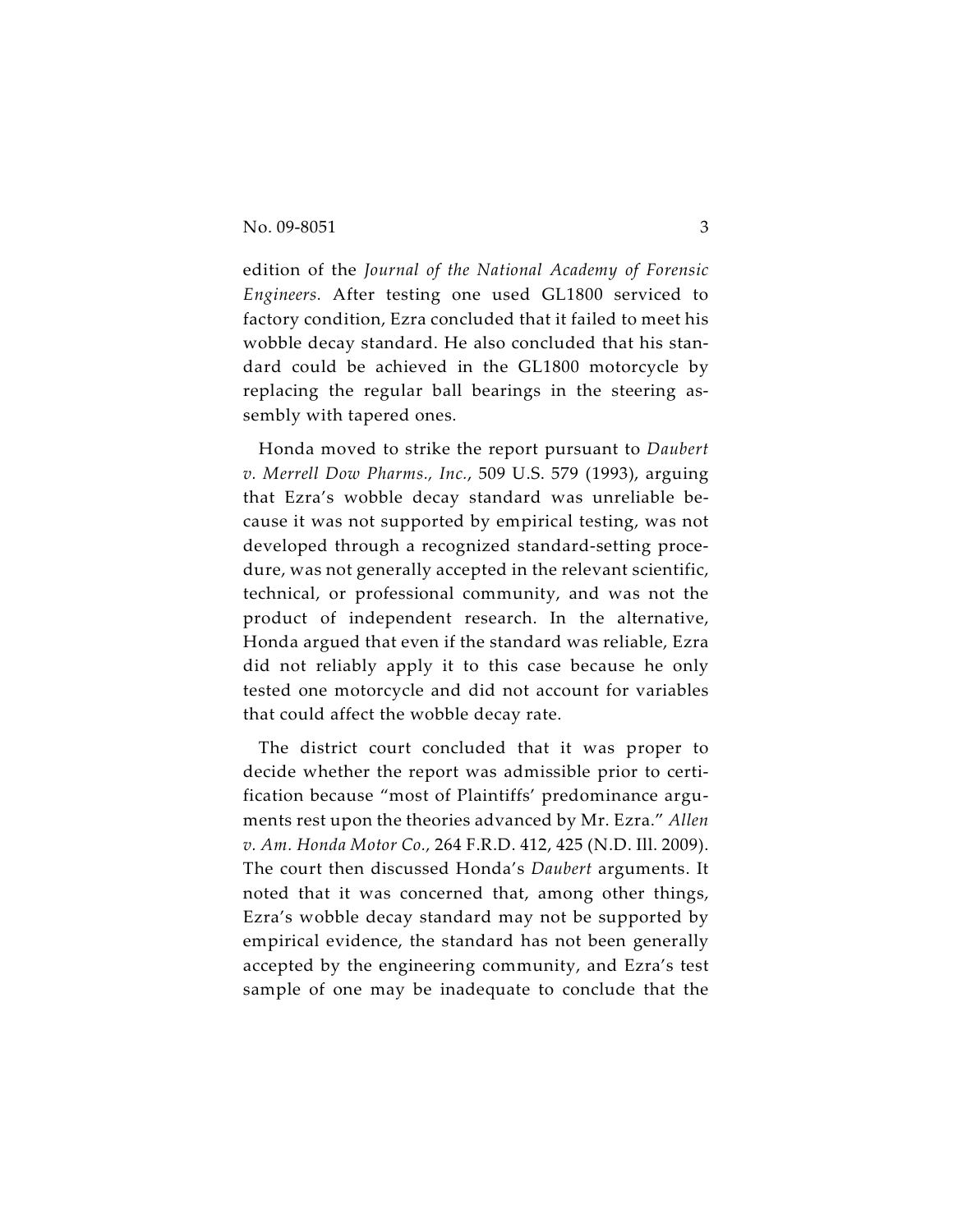edition of the *Journal of the National Academy of Forensic Engineers.* After testing one used GL1800 serviced to factory condition, Ezra concluded that it failed to meet his wobble decay standard. He also concluded that his standard could be achieved in the GL1800 motorcycle by replacing the regular ball bearings in the steering assembly with tapered ones.

Honda moved to strike the report pursuant to *Daubert v. Merrell Dow Pharms., Inc.*, 509 U.S. 579 (1993), arguing that Ezra's wobble decay standard was unreliable because it was not supported by empirical testing, was not developed through a recognized standard-setting procedure, was not generally accepted in the relevant scientific, technical, or professional community, and was not the product of independent research. In the alternative, Honda argued that even if the standard was reliable, Ezra did not reliably apply it to this case because he only tested one motorcycle and did not account for variables that could affect the wobble decay rate.

The district court concluded that it was proper to decide whether the report was admissible prior to certification because "most of Plaintiffs' predominance arguments rest upon the theories advanced by Mr. Ezra." *Allen v. Am. Honda Motor Co.*, 264 F.R.D. 412, 425 (N.D. Ill. 2009). The court then discussed Honda's *Daubert* arguments. It noted that it was concerned that, among other things, Ezra's wobble decay standard may not be supported by empirical evidence, the standard has not been generally accepted by the engineering community, and Ezra's test sample of one may be inadequate to conclude that the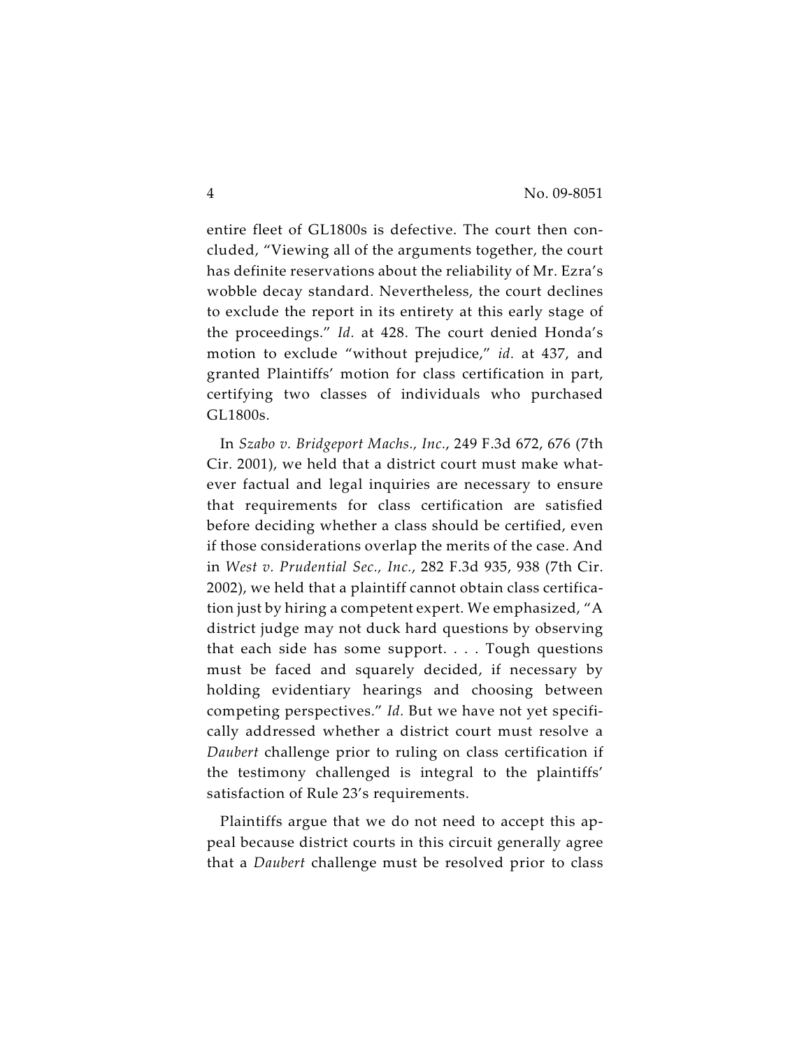entire fleet of GL1800s is defective. The court then concluded, "Viewing all of the arguments together, the court has definite reservations about the reliability of Mr. Ezra's wobble decay standard. Nevertheless, the court declines to exclude the report in its entirety at this early stage of the proceedings." *Id.* at 428. The court denied Honda's motion to exclude "without prejudice," *id.* at 437, and granted Plaintiffs' motion for class certification in part, certifying two classes of individuals who purchased GL1800s.

In *Szabo v. Bridgeport Machs., Inc.*, 249 F.3d 672, 676 (7th Cir. 2001), we held that a district court must make whatever factual and legal inquiries are necessary to ensure that requirements for class certification are satisfied before deciding whether a class should be certified, even if those considerations overlap the merits of the case. And in *West v. Prudential Sec., Inc.*, 282 F.3d 935, 938 (7th Cir. 2002), we held that a plaintiff cannot obtain class certification just by hiring a competent expert. We emphasized, "A district judge may not duck hard questions by observing that each side has some support. . . . Tough questions must be faced and squarely decided, if necessary by holding evidentiary hearings and choosing between competing perspectives." *Id.* But we have not yet specifically addressed whether a district court must resolve a *Daubert* challenge prior to ruling on class certification if the testimony challenged is integral to the plaintiffs' satisfaction of Rule 23's requirements.

Plaintiffs argue that we do not need to accept this appeal because district courts in this circuit generally agree that a *Daubert* challenge must be resolved prior to class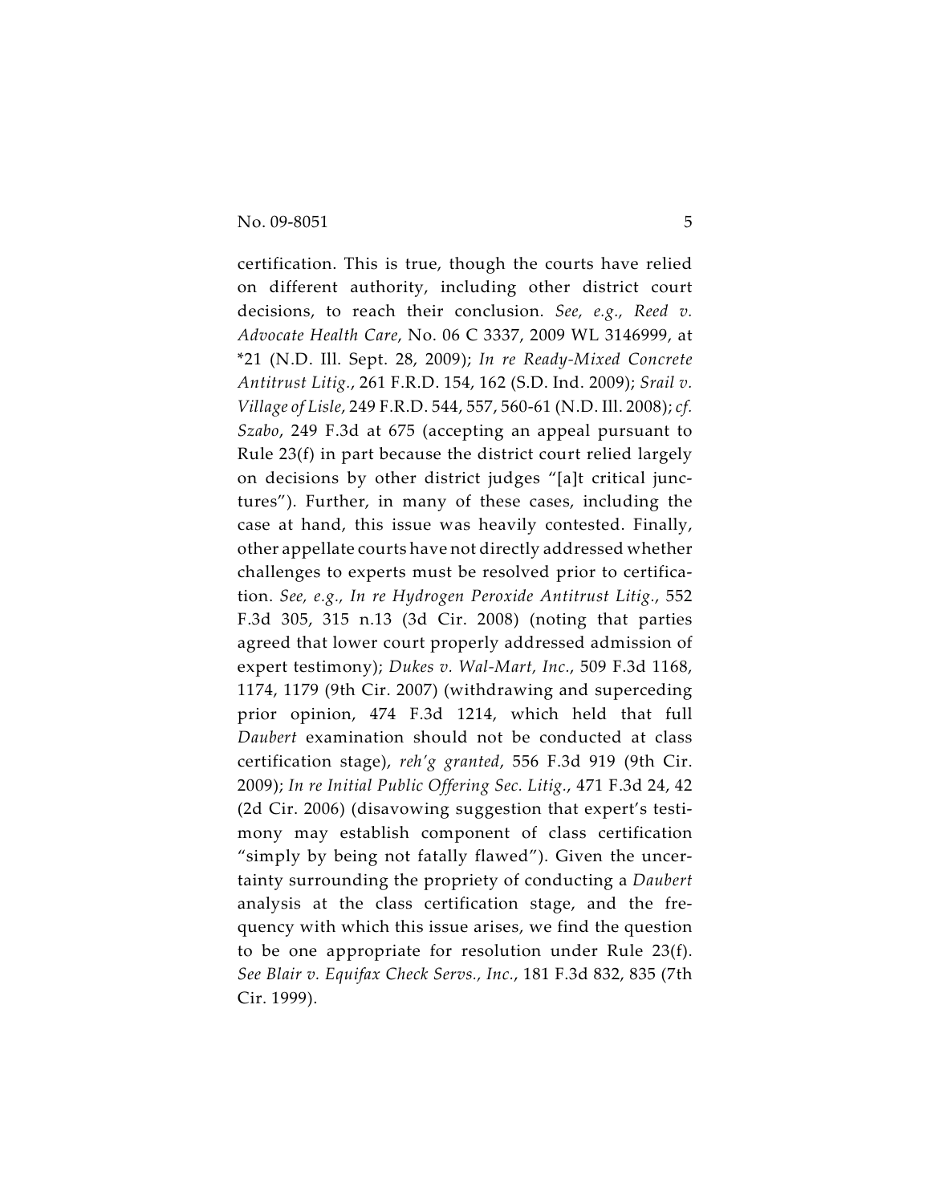certification. This is true, though the courts have relied on different authority, including other district court decisions, to reach their conclusion. *See, e.g., Reed v. Advocate Health Care*, No. 06 C 3337, 2009 WL 3146999, at *21 (N.D. Ill. Sept. 28, 2009); *In re Ready-Mixed Concrete Antitrust Litig.*, 261 F.R.D. 154, 162 (S.D. Ind. 2009); *Srail v. Village of Lisle*, 249 F.R.D. 544, 557, 560-61 (N.D. Ill. 2008); *cf. Szabo*, 249 F.3d at 675 (accepting an appeal pursuant to Rule 23(f) in part because the district court relied largely on decisions by other district judges "[a]t critical junctures"). Further, in many of these cases, including the case at hand, this issue was heavily contested. Finally, other appellate courts have not directly addressed whether challenges to experts must be resolved prior to certification. *See, e.g., In re Hydrogen Peroxide Antitrust Litig.*, 552 F.3d 305, 315 n.13 (3d Cir. 2008) (noting that parties agreed that lower court properly addressed admission of expert testimony); *Dukes v. Wal-Mart, Inc.*, 509 F.3d 1168, 1174, 1179 (9th Cir. 2007) (withdrawing and superceding prior opinion, 474 F.3d 1214, which held that full *Daubert* examination should not be conducted at class certification stage), *reh'g granted*, 556 F.3d 919 (9th Cir. 2009); *In re Initial Public Offering Sec. Litig.*, 471 F.3d 24, 42 (2d Cir. 2006) (disavowing suggestion that expert's testimony may establish component of class certification "simply by being not fatally flawed"). Given the uncertainty surrounding the propriety of conducting a *Daubert* analysis at the class certification stage, and the frequency with which this issue arises, we find the question to be one appropriate for resolution under Rule 23(f). *See Blair v. Equifax Check Servs., Inc.*, 181 F.3d 832, 835 (7th Cir. 1999).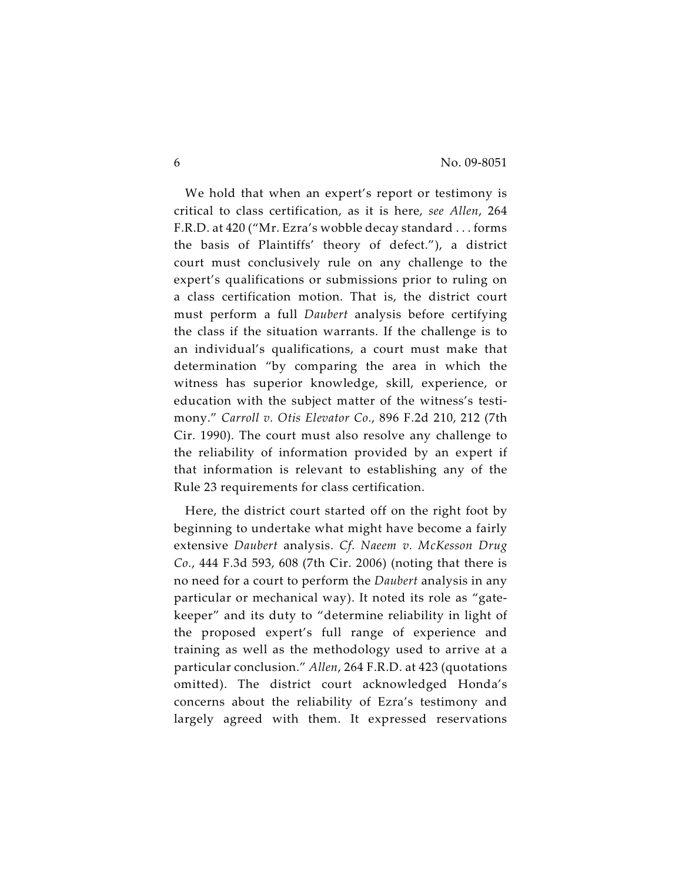We hold that when an expert's report or testimony is critical to class certification, as it is here, *see Allen*, 264 F.R.D. at 420 ("Mr. Ezra's wobble decay standard . . . forms the basis of Plaintiffs' theory of defect."), a district court must conclusively rule on any challenge to the expert's qualifications or submissions prior to ruling on a class certification motion. That is, the district court must perform a full *Daubert* analysis before certifying the class if the situation warrants. If the challenge is to an individual's qualifications, a court must make that determination "by comparing the area in which the witness has superior knowledge, skill, experience, or education with the subject matter of the witness's testimony." *Carroll v. Otis Elevator Co.*, 896 F.2d 210, 212 (7th Cir. 1990). The court must also resolve any challenge to the reliability of information provided by an expert if that information is relevant to establishing any of the Rule 23 requirements for class certification.

Here, the district court started off on the right foot by beginning to undertake what might have become a fairly extensive *Daubert* analysis. *Cf. Naeem v. McKesson Drug Co.*, 444 F.3d 593, 608 (7th Cir. 2006) (noting that there is no need for a court to perform the *Daubert* analysis in any particular or mechanical way). It noted its role as "gatekeeper" and its duty to "determine reliability in light of the proposed expert's full range of experience and training as well as the methodology used to arrive at a particular conclusion." *Allen*, 264 F.R.D. at 423 (quotations omitted). The district court acknowledged Honda's concerns about the reliability of Ezra's testimony and largely agreed with them. It expressed reservations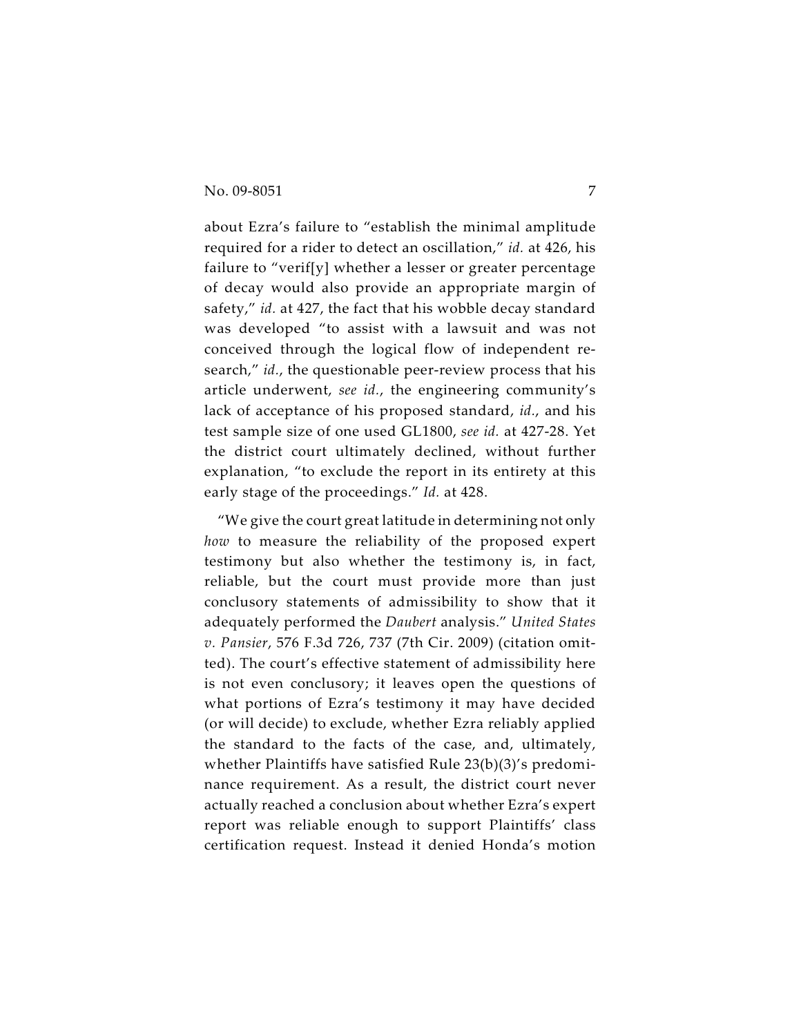about Ezra's failure to "establish the minimal amplitude required for a rider to detect an oscillation," *id.* at 426, his failure to "verif[y] whether a lesser or greater percentage of decay would also provide an appropriate margin of safety," *id.* at 427, the fact that his wobble decay standard was developed "to assist with a lawsuit and was not conceived through the logical flow of independent research," *id.*, the questionable peer-review process that his article underwent, *see id.*, the engineering community's lack of acceptance of his proposed standard, *id.*, and his test sample size of one used GL1800, *see id.* at 427-28. Yet the district court ultimately declined, without further explanation, "to exclude the report in its entirety at this early stage of the proceedings." *Id.* at 428.

"We give the court great latitude in determining not only *how* to measure the reliability of the proposed expert testimony but also whether the testimony is, in fact, reliable, but the court must provide more than just conclusory statements of admissibility to show that it adequately performed the *Daubert* analysis." *United States v. Pansier*, 576 F.3d 726, 737 (7th Cir. 2009) (citation omitted). The court's effective statement of admissibility here is not even conclusory; it leaves open the questions of what portions of Ezra's testimony it may have decided (or will decide) to exclude, whether Ezra reliably applied the standard to the facts of the case, and, ultimately, whether Plaintiffs have satisfied Rule 23(b)(3)'s predominance requirement. As a result, the district court never actually reached a conclusion about whether Ezra's expert report was reliable enough to support Plaintiffs' class certification request. Instead it denied Honda's motion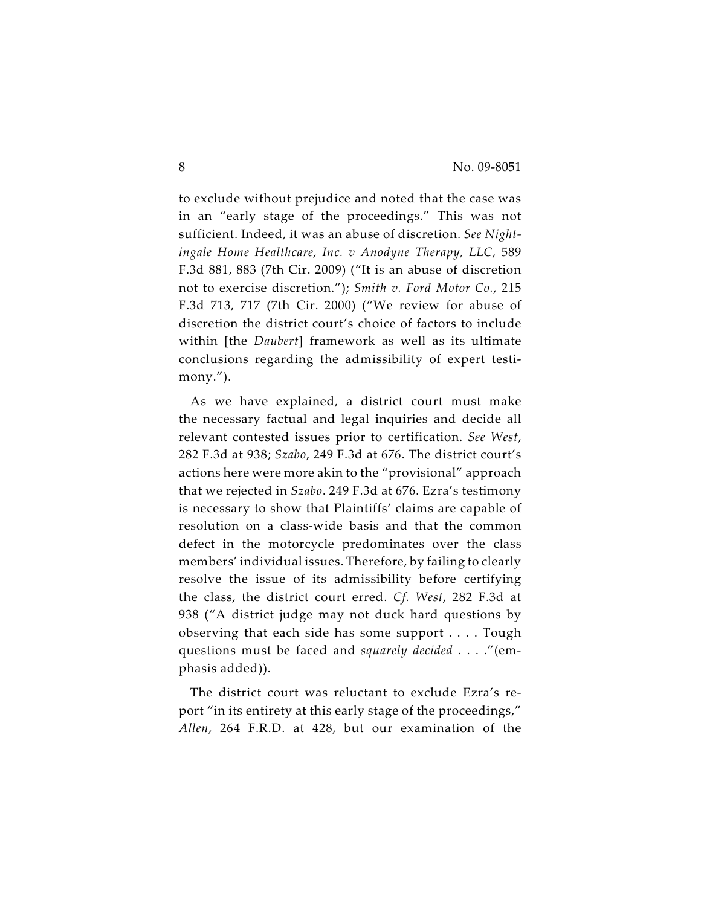to exclude without prejudice and noted that the case was in an "early stage of the proceedings." This was not sufficient. Indeed, it was an abuse of discretion. *See Nightingale Home Healthcare, Inc. v Anodyne Therapy, LLC*, 589 F.3d 881, 883 (7th Cir. 2009) ("It is an abuse of discretion not to exercise discretion."); *Smith v. Ford Motor Co.*, 215 F.3d 713, 717 (7th Cir. 2000) ("We review for abuse of discretion the district court's choice of factors to include within [the *Daubert*] framework as well as its ultimate conclusions regarding the admissibility of expert testimony.").

As we have explained, a district court must make the necessary factual and legal inquiries and decide all relevant contested issues prior to certification. *See West*, 282 F.3d at 938; *Szabo*, 249 F.3d at 676. The district court's actions here were more akin to the "provisional" approach that we rejected in *Szabo*. 249 F.3d at 676. Ezra's testimony is necessary to show that Plaintiffs' claims are capable of resolution on a class-wide basis and that the common defect in the motorcycle predominates over the class members' individual issues. Therefore, by failing to clearly resolve the issue of its admissibility before certifying the class, the district court erred. *Cf. West*, 282 F.3d at 938 ("A district judge may not duck hard questions by observing that each side has some support . . . . Tough questions must be faced and *squarely decided* . . . ."(emphasis added)).

The district court was reluctant to exclude Ezra's report "in its entirety at this early stage of the proceedings," *Allen*, 264 F.R.D. at 428, but our examination of the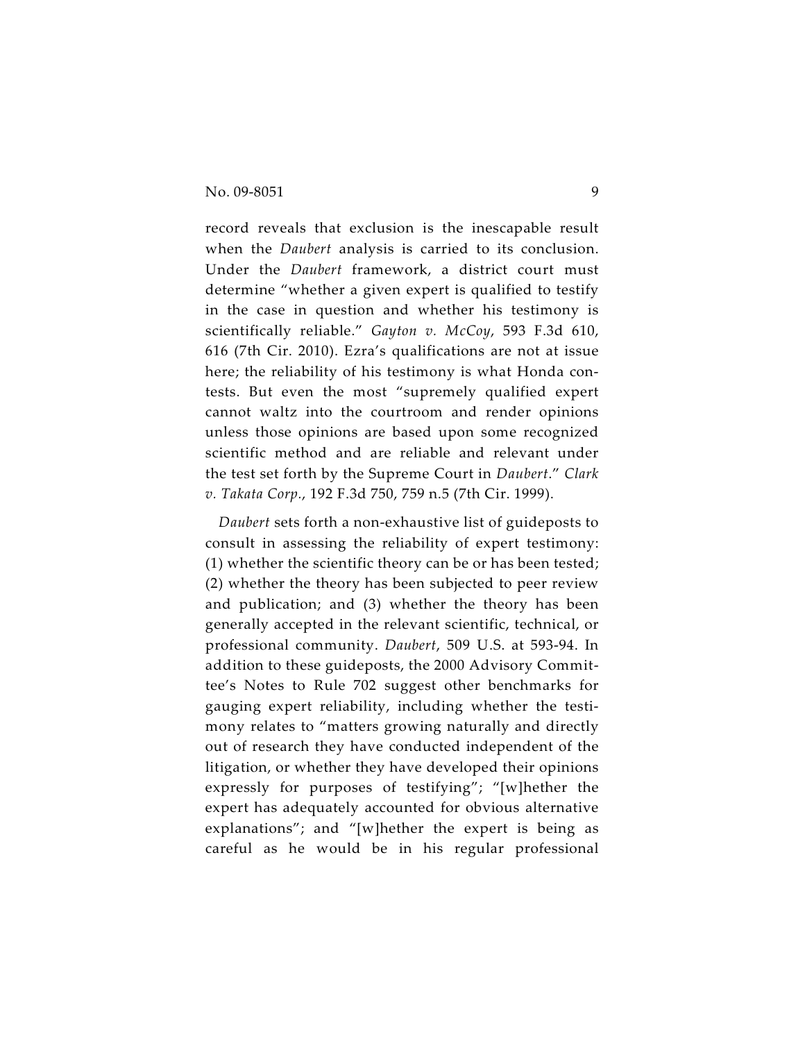record reveals that exclusion is the inescapable result when the *Daubert* analysis is carried to its conclusion. Under the *Daubert* framework, a district court must determine "whether a given expert is qualified to testify in the case in question and whether his testimony is scientifically reliable." *Gayton v. McCoy*, 593 F.3d 610, 616 (7th Cir. 2010). Ezra's qualifications are not at issue here; the reliability of his testimony is what Honda contests. But even the most "supremely qualified expert cannot waltz into the courtroom and render opinions unless those opinions are based upon some recognized scientific method and are reliable and relevant under the test set forth by the Supreme Court in *Daubert*." *Clark v. Takata Corp.*, 192 F.3d 750, 759 n.5 (7th Cir. 1999).

*Daubert* sets forth a non-exhaustive list of guideposts to consult in assessing the reliability of expert testimony: (1) whether the scientific theory can be or has been tested; (2) whether the theory has been subjected to peer review and publication; and (3) whether the theory has been generally accepted in the relevant scientific, technical, or professional community. *Daubert*, 509 U.S. at 593-94. In addition to these guideposts, the 2000 Advisory Committee's Notes to Rule 702 suggest other benchmarks for gauging expert reliability, including whether the testimony relates to "matters growing naturally and directly out of research they have conducted independent of the litigation, or whether they have developed their opinions expressly for purposes of testifying"; "[w]hether the expert has adequately accounted for obvious alternative explanations"; and "[w]hether the expert is being as careful as he would be in his regular professional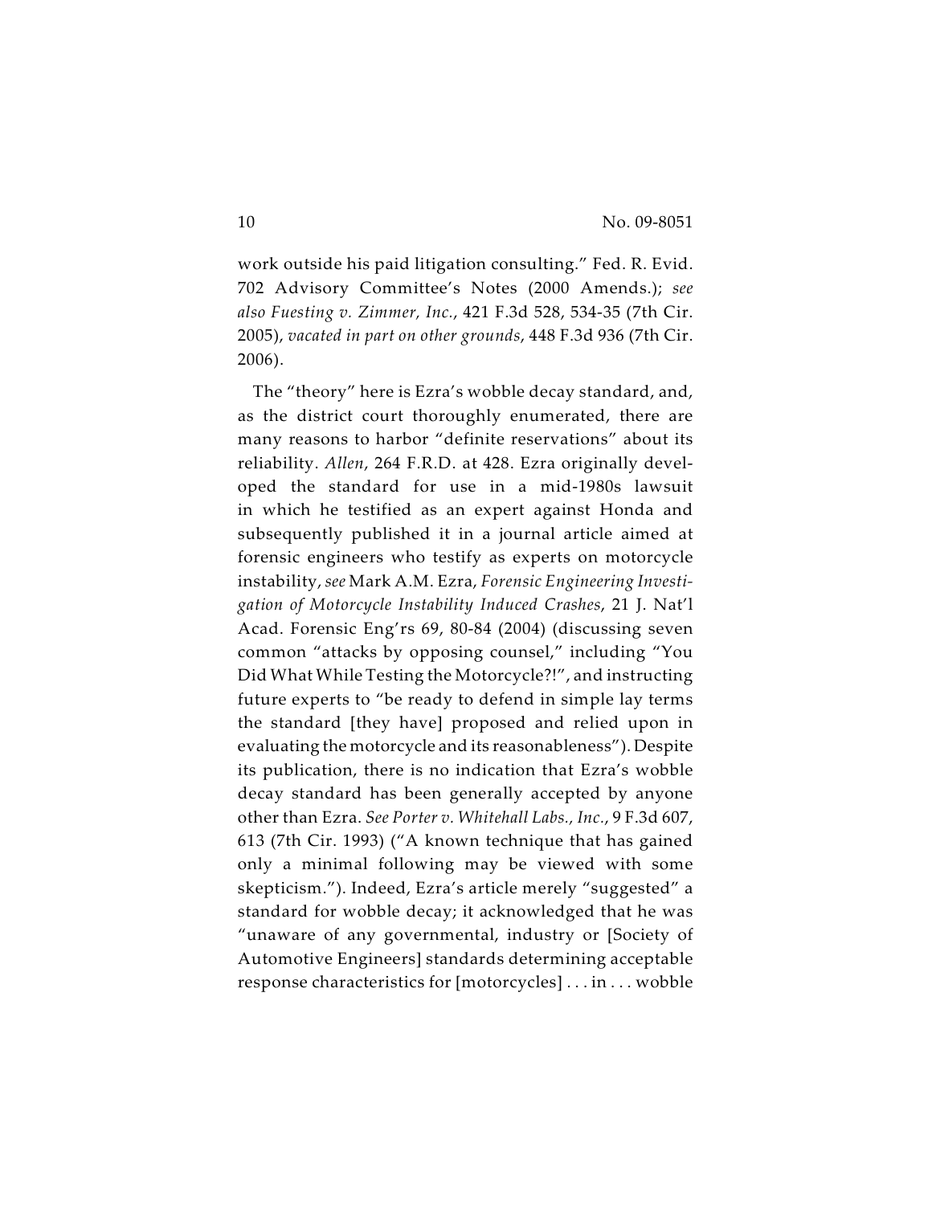work outside his paid litigation consulting." Fed. R. Evid. 702 Advisory Committee's Notes (2000 Amends.); *see also Fuesting v. Zimmer, Inc.*, 421 F.3d 528, 534-35 (7th Cir. 2005), *vacated in part on other grounds*, 448 F.3d 936 (7th Cir. 2006).

The "theory" here is Ezra's wobble decay standard, and, as the district court thoroughly enumerated, there are many reasons to harbor "definite reservations" about its reliability. *Allen*, 264 F.R.D. at 428. Ezra originally developed the standard for use in a mid-1980s lawsuit in which he testified as an expert against Honda and subsequently published it in a journal article aimed at forensic engineers who testify as experts on motorcycle instability, *see* Mark A.M. Ezra, *Forensic Engineering Investigation of Motorcycle Instability Induced Crashes*, 21 J. Nat'l Acad. Forensic Eng'rs 69, 80-84 (2004) (discussing seven common "attacks by opposing counsel," including "You Did What While Testing the Motorcycle?!", and instructing future experts to "be ready to defend in simple lay terms the standard [they have] proposed and relied upon in evaluating the motorcycle and its reasonableness"). Despite its publication, there is no indication that Ezra's wobble decay standard has been generally accepted by anyone other than Ezra. *See Porter v. Whitehall Labs., Inc.*, 9 F.3d 607, 613 (7th Cir. 1993) ("A known technique that has gained only a minimal following may be viewed with some skepticism."). Indeed, Ezra's article merely "suggested" a standard for wobble decay; it acknowledged that he was "unaware of any governmental, industry or [Society of Automotive Engineers] standards determining acceptable response characteristics for [motorcycles] . . . in . . . wobble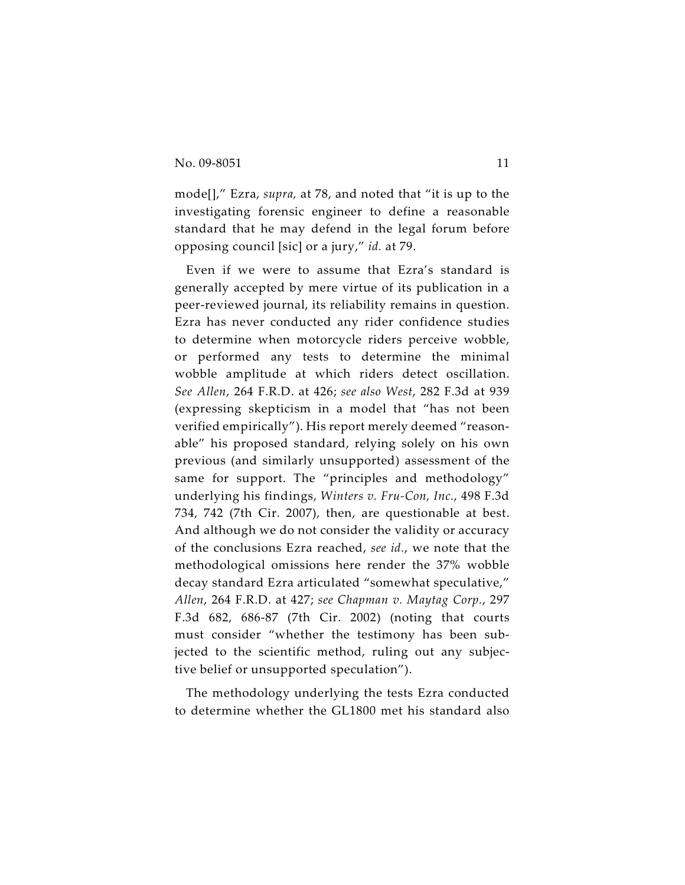mode[],” Ezra, *supra,* at 78, and noted that “it is up to the investigating forensic engineer to define a reasonable standard that he may defend in the legal forum before opposing council [sic] or a jury,” *id.* at 79.

Even if we were to assume that Ezra’s standard is generally accepted by mere virtue of its publication in a peer-reviewed journal, its reliability remains in question. Ezra has never conducted any rider confidence studies to determine when motorcycle riders perceive wobble, or performed any tests to determine the minimal wobble amplitude at which riders detect oscillation. *See Allen*, 264 F.R.D. at 426; *see also West*, 282 F.3d at 939 (expressing skepticism in a model that “has not been verified empirically”). His report merely deemed “reasonable” his proposed standard, relying solely on his own previous (and similarly unsupported) assessment of the same for support. The “principles and methodology” underlying his findings, *Winters v. Fru-Con, Inc.*, 498 F.3d 734, 742 (7th Cir. 2007), then, are questionable at best. And although we do not consider the validity or accuracy of the conclusions Ezra reached, *see id.*, we note that the methodological omissions here render the 37% wobble decay standard Ezra articulated “somewhat speculative,” *Allen*, 264 F.R.D. at 427; *see Chapman v. Maytag Corp.*, 297 F.3d 682, 686-87 (7th Cir. 2002) (noting that courts must consider “whether the testimony has been subjected to the scientific method, ruling out any subjective belief or unsupported speculation”).

The methodology underlying the tests Ezra conducted to determine whether the GL1800 met his standard also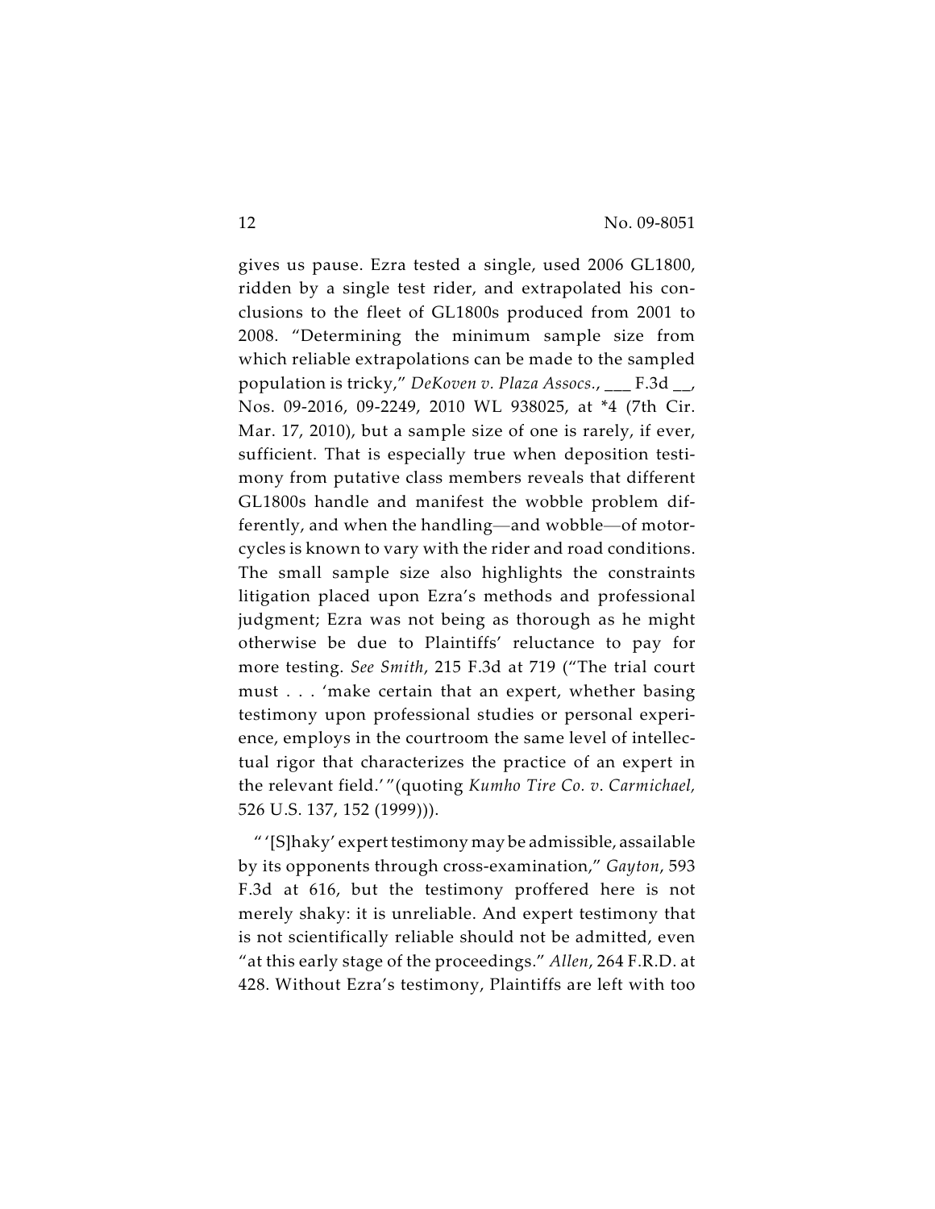gives us pause. Ezra tested a single, used 2006 GL1800, ridden by a single test rider, and extrapolated his conclusions to the fleet of GL1800s produced from 2001 to 2008. "Determining the minimum sample size from which reliable extrapolations can be made to the sampled population is tricky," *DeKoven v. Plaza Assocs.*, ___ F.3d __, Nos. 09-2016, 09-2249, 2010 WL 938025, at *4 (7th Cir. Mar. 17, 2010), but a sample size of one is rarely, if ever, sufficient. That is especially true when deposition testimony from putative class members reveals that different GL1800s handle and manifest the wobble problem differently, and when the handling—and wobble—of motorcycles is known to vary with the rider and road conditions. The small sample size also highlights the constraints litigation placed upon Ezra's methods and professional judgment; Ezra was not being as thorough as he might otherwise be due to Plaintiffs' reluctance to pay for more testing. *See Smith*, 215 F.3d at 719 ("The trial court must . . . 'make certain that an expert, whether basing testimony upon professional studies or personal experience, employs in the courtroom the same level of intellectual rigor that characterizes the practice of an expert in the relevant field.'"(quoting *Kumho Tire Co. v. Carmichael,* 526 U.S. 137, 152 (1999))).

"'[S]haky' expert testimony may be admissible, assailable by its opponents through cross-examination," *Gayton*, 593 F.3d at 616, but the testimony proffered here is not merely shaky: it is unreliable. And expert testimony that is not scientifically reliable should not be admitted, even "at this early stage of the proceedings." *Allen*, 264 F.R.D. at 428. Without Ezra's testimony, Plaintiffs are left with too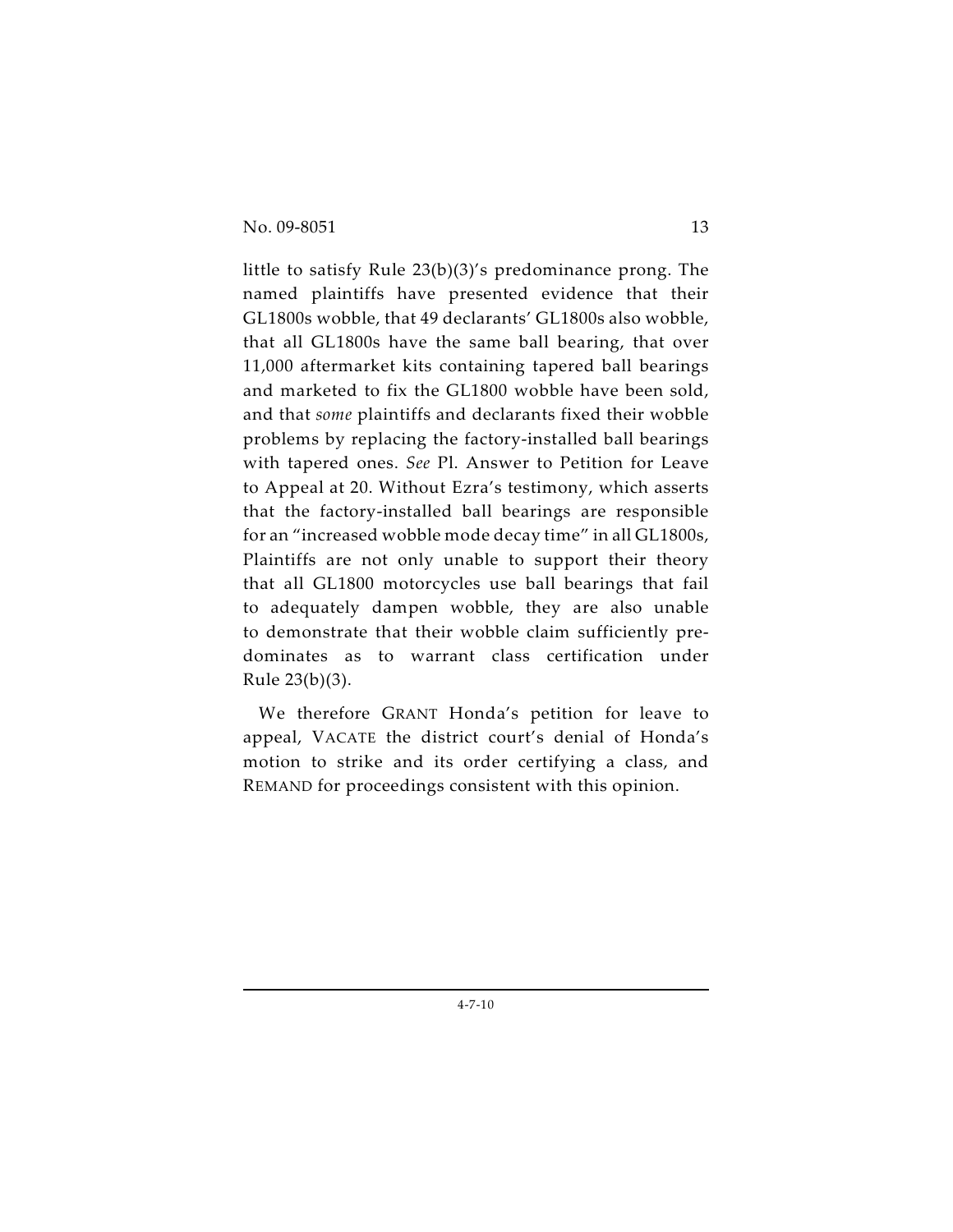little to satisfy Rule 23(b)(3)'s predominance prong. The named plaintiffs have presented evidence that their GL1800s wobble, that 49 declarants' GL1800s also wobble, that all GL1800s have the same ball bearing, that over 11,000 aftermarket kits containing tapered ball bearings and marketed to fix the GL1800 wobble have been sold, and that *some* plaintiffs and declarants fixed their wobble problems by replacing the factory-installed ball bearings with tapered ones. *See* Pl. Answer to Petition for Leave to Appeal at 20. Without Ezra's testimony, which asserts that the factory-installed ball bearings are responsible for an "increased wobble mode decay time" in all GL1800s, Plaintiffs are not only unable to support their theory that all GL1800 motorcycles use ball bearings that fail to adequately dampen wobble, they are also unable to demonstrate that their wobble claim sufficiently predominates as to warrant class certification under Rule 23(b)(3).

We therefore GRANT Honda's petition for leave to appeal, VACATE the district court's denial of Honda's motion to strike and its order certifying a class, and REMAND for proceedings consistent with this opinion.

4-7-10